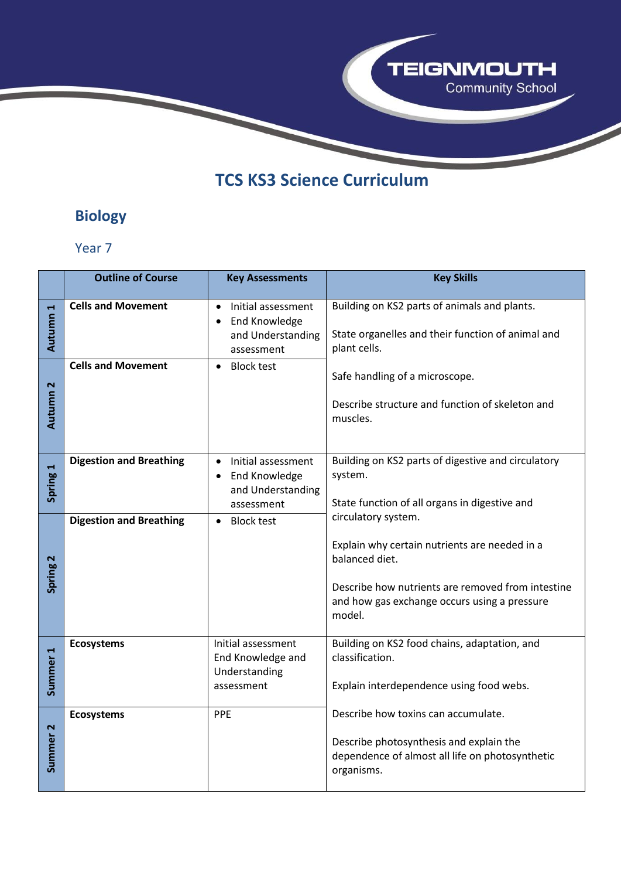# TCS KS3 Science Curriculum

## Biology

### Year 7

| | Outline of Course | Key Assessments | Key Skills |
|---|---|---|---|
| Autumn 1 | **Cells and Movement** | • Initial assessment<br>• End Knowledge and Understanding assessment | Building on KS2 parts of animals and plants.<br><br>State organelles and their function of animal and plant cells.<br><br>Safe handling of a microscope.<br><br>Describe structure and function of skeleton and muscles. |
| Autumn 2 | **Cells and Movement** | • Block test | |
| Spring 1 | **Digestion and Breathing** | • Initial assessment<br>• End Knowledge and Understanding assessment | Building on KS2 parts of digestive and circulatory system.<br><br>State function of all organs in digestive and circulatory system.<br><br>Explain why certain nutrients are needed in a balanced diet.<br><br>Describe how nutrients are removed from intestine and how gas exchange occurs using a pressure model. |
| Spring 2 | **Digestion and Breathing** | • Block test | |
| Summer 1 | **Ecosystems** | Initial assessment<br>End Knowledge and Understanding assessment | Building on KS2 food chains, adaptation, and classification.<br><br>Explain interdependence using food webs.<br><br>Describe how toxins can accumulate.<br><br>Describe photosynthesis and explain the dependence of almost all life on photosynthetic organisms. |
| Summer 2 | **Ecosystems** | PPE | |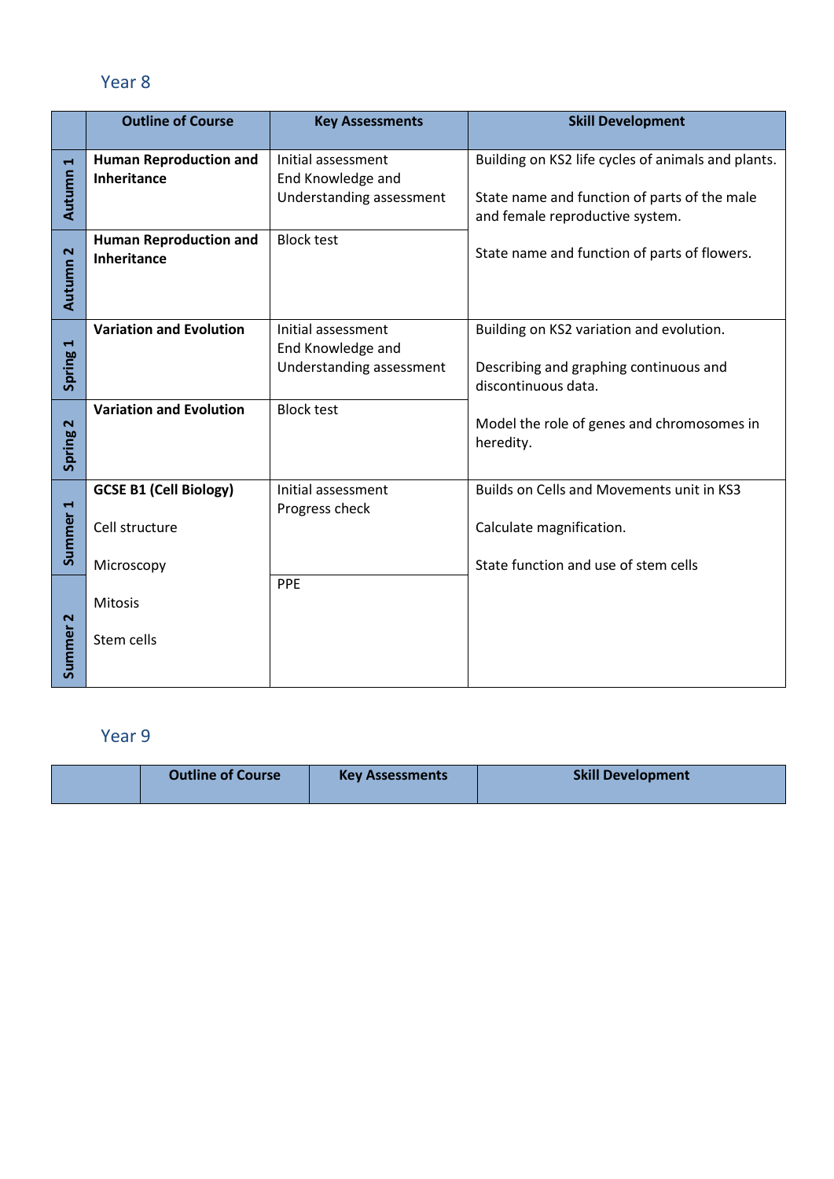## Year 8

| | Outline of Course | Key Assessments | Skill Development |
|---|---|---|---|
| Autumn 1 | **Human Reproduction and Inheritance** | Initial assessment<br>End Knowledge and Understanding assessment | Building on KS2 life cycles of animals and plants.<br><br>State name and function of parts of the male and female reproductive system.<br><br>State name and function of parts of flowers. |
| Autumn 2 | **Human Reproduction and Inheritance** | Block test | |
| Spring 1 | **Variation and Evolution** | Initial assessment<br>End Knowledge and Understanding assessment | Building on KS2 variation and evolution.<br><br>Describing and graphing continuous and discontinuous data.<br><br>Model the role of genes and chromosomes in heredity. |
| Spring 2 | **Variation and Evolution** | Block test | |
| Summer 1 | **GCSE B1 (Cell Biology)**<br><br>Cell structure<br><br>Microscopy<br><br>Mitosis<br><br>Stem cells | Initial assessment<br>Progress check | Builds on Cells and Movements unit in KS3<br><br>Calculate magnification.<br><br>State function and use of stem cells |
| Summer 2 | | PPE | |

## Year 9

| | Outline of Course | Key Assessments | Skill Development |
|---|---|---|---|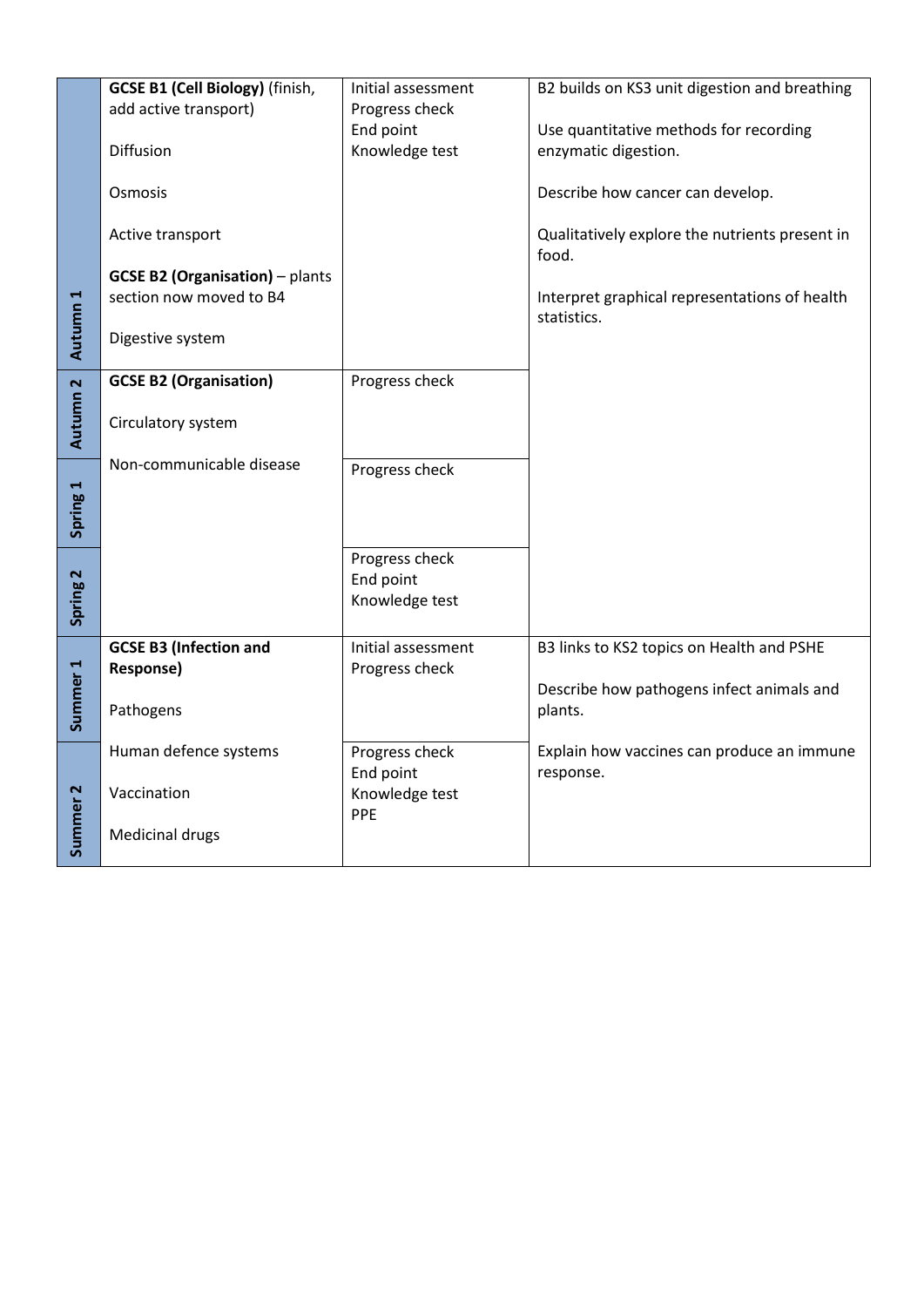| | | | |
|---|---|---|---|
| **Autumn 1** | **GCSE B1 (Cell Biology)** (finish, add active transport)<br><br>Diffusion<br><br>Osmosis<br><br>Active transport<br><br>**GCSE B2 (Organisation)** – plants section now moved to B4<br><br>Digestive system | Initial assessment<br>Progress check<br>End point<br>Knowledge test | B2 builds on KS3 unit digestion and breathing<br><br>Use quantitative methods for recording enzymatic digestion.<br><br>Describe how cancer can develop.<br><br>Qualitatively explore the nutrients present in food.<br><br>Interpret graphical representations of health statistics. |
| **Autumn 2** | **GCSE B2 (Organisation)**<br><br>Circulatory system<br><br>Non-communicable disease | Progress check | |
| **Spring 1** | | Progress check | |
| **Spring 2** | | Progress check<br>End point<br>Knowledge test | |
| **Summer 1** | **GCSE B3 (Infection and Response)**<br><br>Pathogens | Initial assessment<br>Progress check | B3 links to KS2 topics on Health and PSHE<br><br>Describe how pathogens infect animals and plants. |
| **Summer 2** | Human defence systems<br><br>Vaccination<br><br>Medicinal drugs | Progress check<br>End point<br>Knowledge test<br>PPE | Explain how vaccines can produce an immune response. |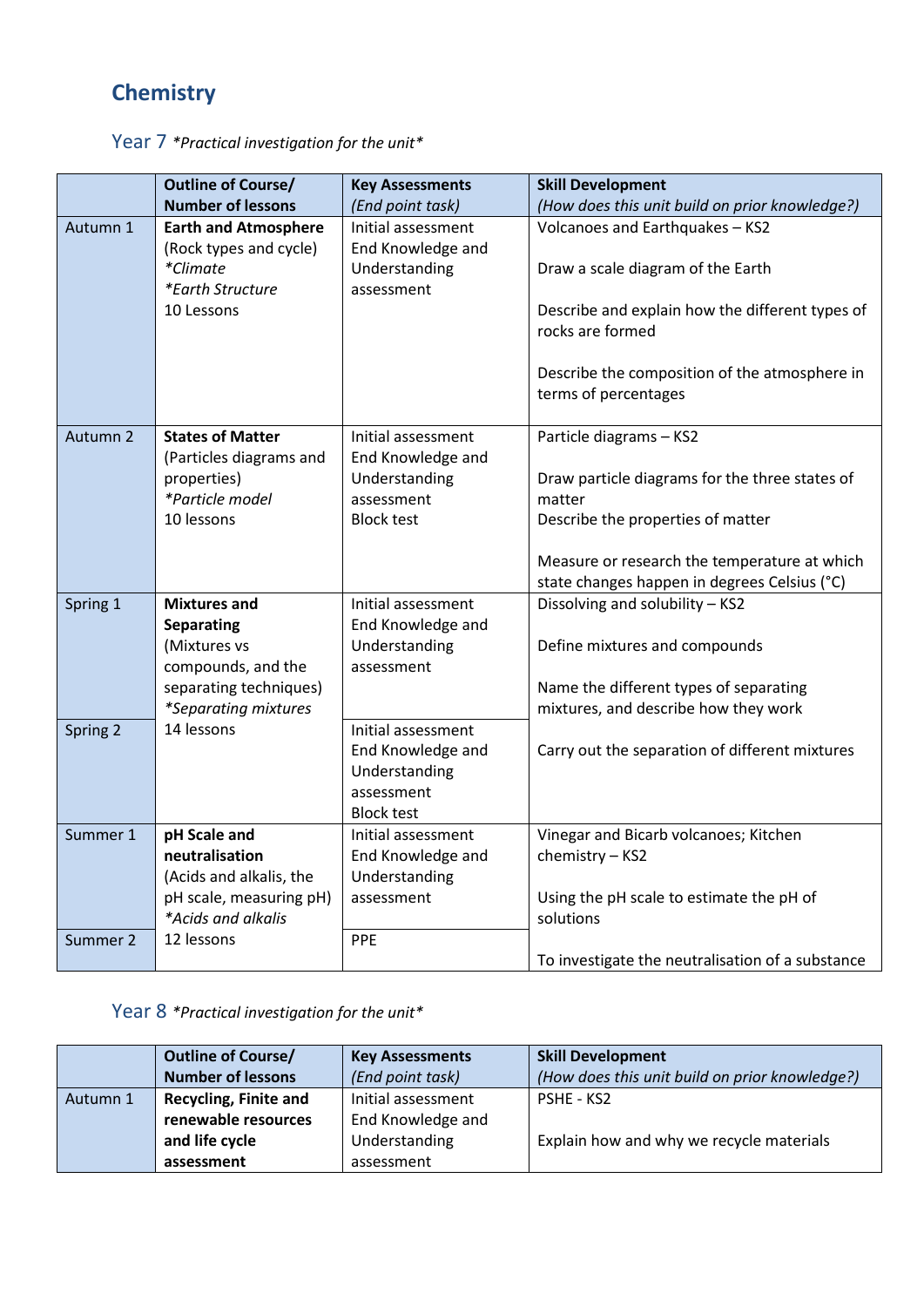# Chemistry

## Year 7 *\*Practical investigation for the unit\**

| | **Outline of Course/ Number of lessons** | **Key Assessments** *(End point task)* | **Skill Development** *(How does this unit build on prior knowledge?)* |
|---|---|---|---|
| Autumn 1 | **Earth and Atmosphere** (Rock types and cycle) *\*Climate* *\*Earth Structure* 10 Lessons | Initial assessment End Knowledge and Understanding assessment | Volcanoes and Earthquakes – KS2<br><br>Draw a scale diagram of the Earth<br><br>Describe and explain how the different types of rocks are formed<br><br>Describe the composition of the atmosphere in terms of percentages |
| Autumn 2 | **States of Matter** (Particles diagrams and properties) *\*Particle model* 10 lessons | Initial assessment End Knowledge and Understanding assessment Block test | Particle diagrams – KS2<br><br>Draw particle diagrams for the three states of matter<br>Describe the properties of matter<br><br>Measure or research the temperature at which state changes happen in degrees Celsius (°C) |
| Spring 1 | **Mixtures and Separating** (Mixtures vs compounds, and the separating techniques) *\*Separating mixtures* 14 lessons | Initial assessment End Knowledge and Understanding assessment | Dissolving and solubility – KS2<br><br>Define mixtures and compounds<br><br>Name the different types of separating mixtures, and describe how they work<br><br>Carry out the separation of different mixtures |
| Spring 2 | | Initial assessment End Knowledge and Understanding assessment Block test | |
| Summer 1 | **pH Scale and neutralisation** (Acids and alkalis, the pH scale, measuring pH) *\*Acids and alkalis* 12 lessons | Initial assessment End Knowledge and Understanding assessment | Vinegar and Bicarb volcanoes; Kitchen chemistry – KS2<br><br>Using the pH scale to estimate the pH of solutions<br><br>To investigate the neutralisation of a substance |
| Summer 2 | | PPE | |

## Year 8 *\*Practical investigation for the unit\**

| | **Outline of Course/ Number of lessons** | **Key Assessments** *(End point task)* | **Skill Development** *(How does this unit build on prior knowledge?)* |
|---|---|---|---|
| Autumn 1 | **Recycling, Finite and renewable resources and life cycle assessment** | Initial assessment End Knowledge and Understanding assessment | PSHE - KS2<br><br>Explain how and why we recycle materials |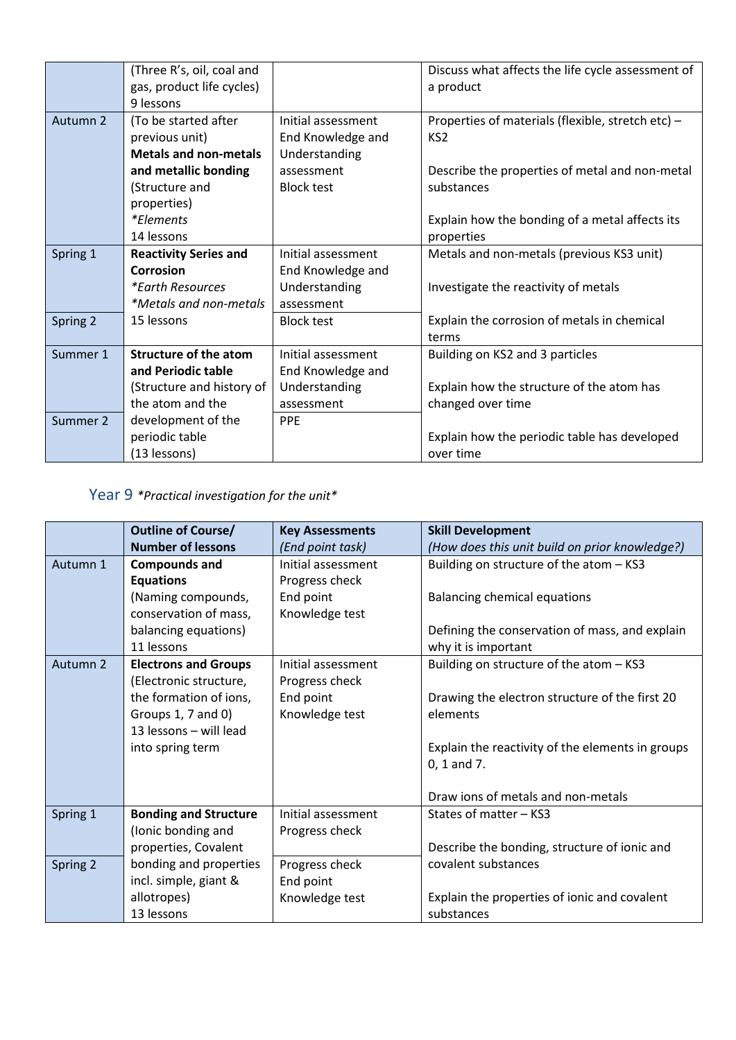|  | Outline of Course/ Number of lessons | Key Assessments | Skill Development |
|---|---|---|---|
|  | (Three R's, oil, coal and gas, product life cycles) 9 lessons |  | Discuss what affects the life cycle assessment of a product |
| Autumn 2 | (To be started after previous unit) **Metals and non-metals and metallic bonding** (Structure and properties) *\*Elements* 14 lessons | Initial assessment End Knowledge and Understanding assessment Block test | Properties of materials (flexible, stretch etc) – KS2<br><br>Describe the properties of metal and non-metal substances<br><br>Explain how the bonding of a metal affects its properties |
| Spring 1 | **Reactivity Series and Corrosion** *\*Earth Resources* *\*Metals and non-metals* | Initial assessment End Knowledge and Understanding assessment | Metals and non-metals (previous KS3 unit)<br><br>Investigate the reactivity of metals |
| Spring 2 | 15 lessons | Block test | Explain the corrosion of metals in chemical terms |
| Summer 1 | **Structure of the atom and Periodic table** (Structure and history of the atom and the | Initial assessment End Knowledge and Understanding assessment | Building on KS2 and 3 particles<br><br>Explain how the structure of the atom has changed over time |
| Summer 2 | development of the periodic table (13 lessons) | PPE | Explain how the periodic table has developed over time |

## Year 9 *\*Practical investigation for the unit\**

|  | Outline of Course/ Number of lessons | Key Assessments *(End point task)* | Skill Development *(How does this unit build on prior knowledge?)* |
|---|---|---|---|
| Autumn 1 | **Compounds and Equations** (Naming compounds, conservation of mass, balancing equations) 11 lessons | Initial assessment Progress check End point Knowledge test | Building on structure of the atom – KS3<br><br>Balancing chemical equations<br><br>Defining the conservation of mass, and explain why it is important |
| Autumn 2 | **Electrons and Groups** (Electronic structure, the formation of ions, Groups 1, 7 and 0) 13 lessons – will lead into spring term | Initial assessment Progress check End point Knowledge test | Building on structure of the atom – KS3<br><br>Drawing the electron structure of the first 20 elements<br><br>Explain the reactivity of the elements in groups 0, 1 and 7.<br><br>Draw ions of metals and non-metals |
| Spring 1 | **Bonding and Structure** (Ionic bonding and properties, Covalent | Initial assessment Progress check | States of matter – KS3<br><br>Describe the bonding, structure of ionic and |
| Spring 2 | bonding and properties incl. simple, giant & allotropes) 13 lessons | Progress check End point Knowledge test | covalent substances<br><br>Explain the properties of ionic and covalent substances |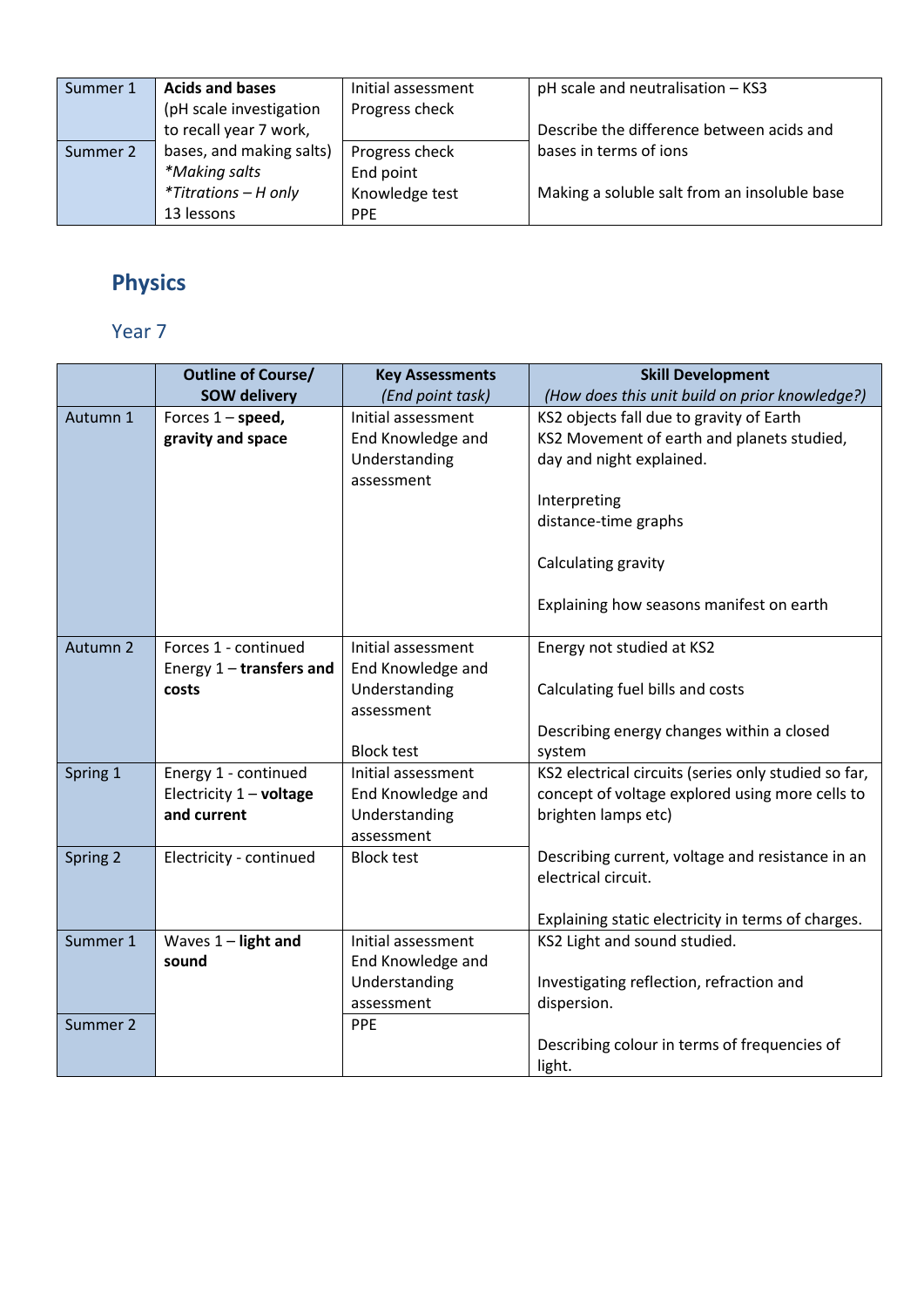| | | | |
|---|---|---|---|
| Summer 1 | **Acids and bases** (pH scale investigation to recall year 7 work, bases, and making salts) *\*Making salts* *\*Titrations – H only* 13 lessons | Initial assessment Progress check | pH scale and neutralisation – KS3<br><br>Describe the difference between acids and bases in terms of ions<br><br>Making a soluble salt from an insoluble base |
| Summer 2 | | Progress check End point Knowledge test PPE | |

## Physics

### Year 7

| | Outline of Course/ SOW delivery | Key Assessments *(End point task)* | Skill Development *(How does this unit build on prior knowledge?)* |
|---|---|---|---|
| Autumn 1 | Forces 1 – **speed, gravity and space** | Initial assessment End Knowledge and Understanding assessment | KS2 objects fall due to gravity of Earth KS2 Movement of earth and planets studied, day and night explained.<br><br>Interpreting distance-time graphs<br><br>Calculating gravity<br><br>Explaining how seasons manifest on earth |
| Autumn 2 | Forces 1 - continued Energy 1 – **transfers and costs** | Initial assessment End Knowledge and Understanding assessment<br><br>Block test | Energy not studied at KS2<br><br>Calculating fuel bills and costs<br><br>Describing energy changes within a closed system |
| Spring 1 | Energy 1 - continued Electricity 1 – **voltage and current** | Initial assessment End Knowledge and Understanding assessment | KS2 electrical circuits (series only studied so far, concept of voltage explored using more cells to brighten lamps etc)<br><br>Describing current, voltage and resistance in an electrical circuit.<br><br>Explaining static electricity in terms of charges. |
| Spring 2 | Electricity - continued | Block test | |
| Summer 1 | Waves 1 – **light and sound** | Initial assessment End Knowledge and Understanding assessment | KS2 Light and sound studied.<br><br>Investigating reflection, refraction and dispersion.<br><br>Describing colour in terms of frequencies of light. |
| Summer 2 | | PPE | |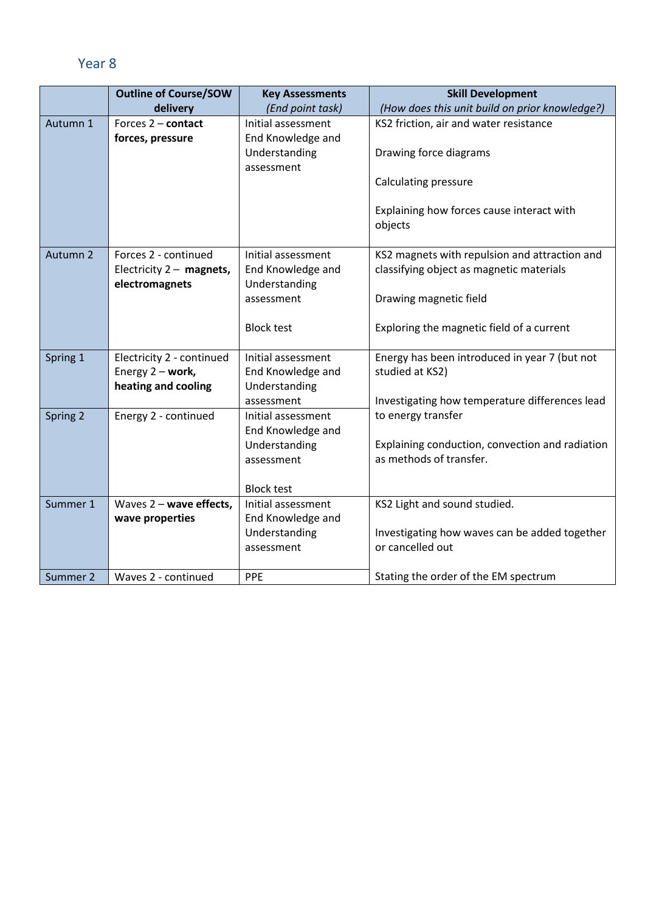## Year 8

| | Outline of Course/SOW delivery | Key Assessments *(End point task)* | Skill Development *(How does this unit build on prior knowledge?)* |
|---|---|---|---|
| Autumn 1 | Forces 2 – **contact forces, pressure** | Initial assessment<br>End Knowledge and Understanding assessment | KS2 friction, air and water resistance<br><br>Drawing force diagrams<br><br>Calculating pressure<br><br>Explaining how forces cause interact with objects |
| Autumn 2 | Forces 2 - continued<br>Electricity 2 – **magnets, electromagnets** | Initial assessment<br>End Knowledge and Understanding assessment<br><br>Block test | KS2 magnets with repulsion and attraction and classifying object as magnetic materials<br><br>Drawing magnetic field<br><br>Exploring the magnetic field of a current |
| Spring 1 | Electricity 2 - continued<br>Energy 2 – **work, heating and cooling** | Initial assessment<br>End Knowledge and Understanding assessment | Energy has been introduced in year 7 (but not studied at KS2)<br><br>Investigating how temperature differences lead to energy transfer<br><br>Explaining conduction, convection and radiation as methods of transfer. |
| Spring 2 | Energy 2 - continued | Initial assessment<br>End Knowledge and Understanding assessment<br><br>Block test | |
| Summer 1 | Waves 2 – **wave effects, wave properties** | Initial assessment<br>End Knowledge and Understanding assessment | KS2 Light and sound studied.<br><br>Investigating how waves can be added together or cancelled out<br><br>Stating the order of the EM spectrum |
| Summer 2 | Waves 2 - continued | PPE | |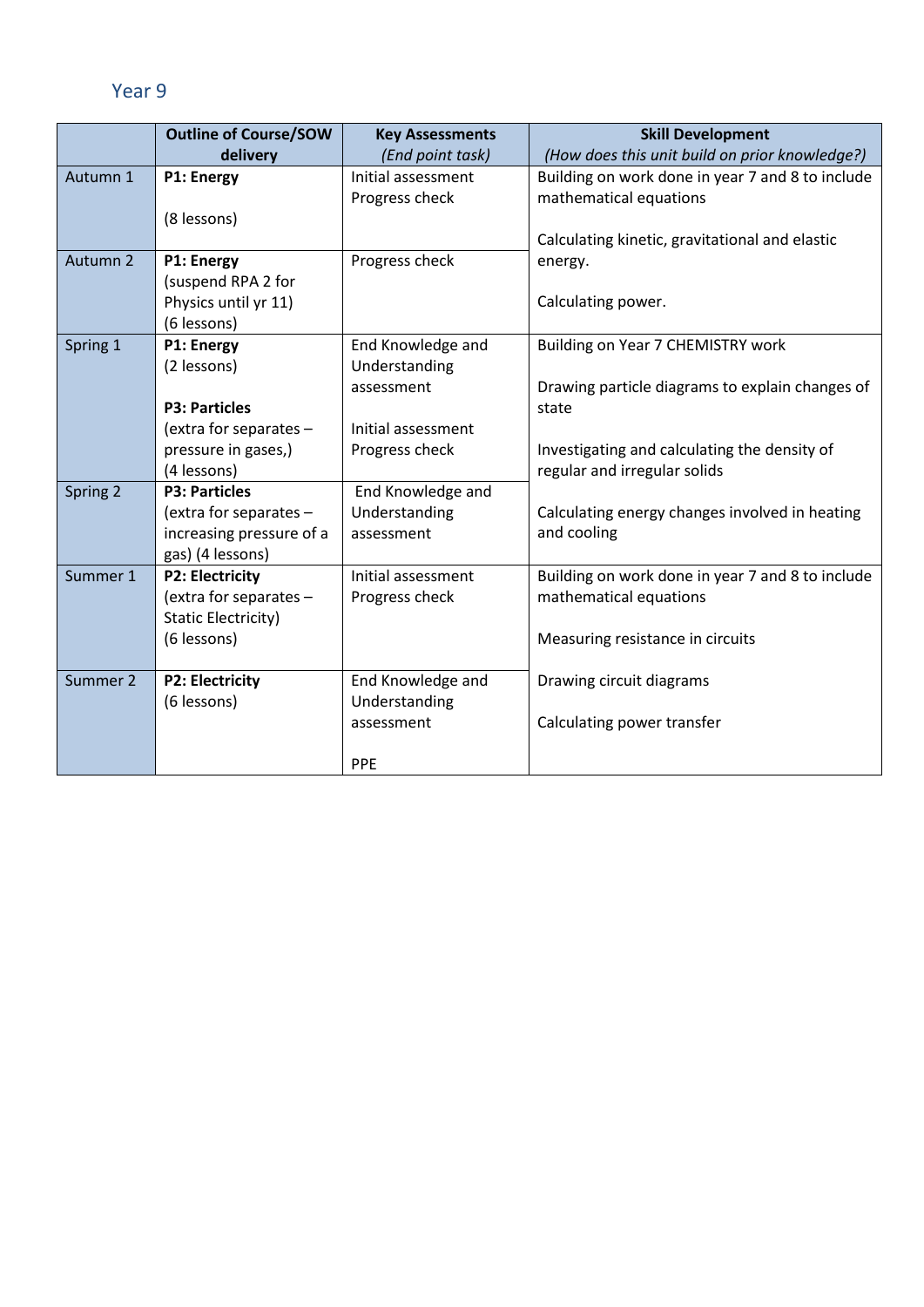## Year 9

| | Outline of Course/SOW delivery | Key Assessments *(End point task)* | Skill Development *(How does this unit build on prior knowledge?)* |
|---|---|---|---|
| Autumn 1 | **P1: Energy**<br><br>(8 lessons) | Initial assessment<br>Progress check | Building on work done in year 7 and 8 to include mathematical equations<br><br>Calculating kinetic, gravitational and elastic energy.<br><br>Calculating power. |
| Autumn 2 | **P1: Energy**<br>(suspend RPA 2 for Physics until yr 11)<br>(6 lessons) | Progress check | |
| Spring 1 | **P1: Energy**<br>(2 lessons)<br><br>**P3: Particles**<br>(extra for separates – pressure in gases,)<br>(4 lessons) | End Knowledge and Understanding assessment<br><br>Initial assessment<br>Progress check | Building on Year 7 CHEMISTRY work<br><br>Drawing particle diagrams to explain changes of state<br><br>Investigating and calculating the density of regular and irregular solids<br><br>Calculating energy changes involved in heating and cooling |
| Spring 2 | **P3: Particles**<br>(extra for separates – increasing pressure of a gas) (4 lessons) | End Knowledge and Understanding assessment | |
| Summer 1 | **P2: Electricity**<br>(extra for separates – Static Electricity)<br>(6 lessons) | Initial assessment<br>Progress check | Building on work done in year 7 and 8 to include mathematical equations<br><br>Measuring resistance in circuits<br><br>Drawing circuit diagrams<br><br>Calculating power transfer |
| Summer 2 | **P2: Electricity**<br>(6 lessons) | End Knowledge and Understanding assessment<br><br>PPE | |